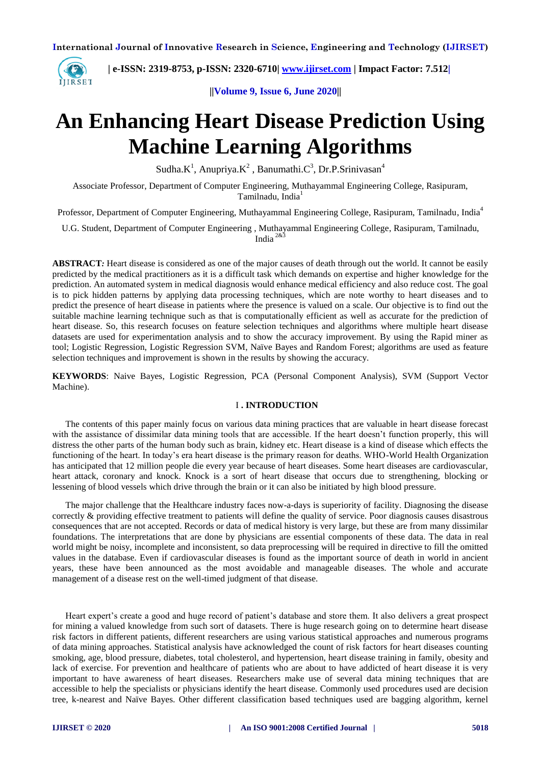# An Enhancing Heart Disease Prediction Using Machine Learning Algorithms

Sudha.K[1], Anupriya.K[2] , Banumathi.C[3], Dr.P.Srinivasan[4]

Associate Professor, Department of Computer Engineering, Muthayammal Engineering College, Rasipuram, Tamilnadu, India[1]

Professor, Department of Computer Engineering, Muthayammal Engineering College, Rasipuram, Tamilnadu, India[4]

U.G. Student, Department of Computer Engineering , Muthayammal Engineering College, Rasipuram, Tamilnadu, India [2&3]

**ABSTRACT***:* Heart disease is considered as one of the major causes of death through out the world. It cannot be easily predicted by the medical practitioners as it is a difficult task which demands on expertise and higher knowledge for the prediction. An automated system in medical diagnosis would enhance medical efficiency and also reduce cost. The goal is to pick hidden patterns by applying data processing techniques, which are note worthy to heart diseases and to predict the presence of heart disease in patients where the presence is valued on a scale. Our objective is to find out the suitable machine learning technique such as that is computationally efficient as well as accurate for the prediction of heart disease. So, this research focuses on feature selection techniques and algorithms where multiple heart disease datasets are used for experimentation analysis and to show the accuracy improvement. By using the Rapid miner as tool; Logistic Regression, Logistic Regression SVM, Naïve Bayes and Random Forest; algorithms are used as feature selection techniques and improvement is shown in the results by showing the accuracy.

**KEYWORDS**: Naive Bayes, Logistic Regression, PCA (Personal Component Analysis), SVM (Support Vector Machine).

## I . INTRODUCTION

The contents of this paper mainly focus on various data mining practices that are valuable in heart disease forecast with the assistance of dissimilar data mining tools that are accessible. If the heart doesn't function properly, this will distress the other parts of the human body such as brain, kidney etc. Heart disease is a kind of disease which effects the functioning of the heart. In today's era heart disease is the primary reason for deaths. WHO-World Health Organization has anticipated that 12 million people die every year because of heart diseases. Some heart diseases are cardiovascular, heart attack, coronary and knock. Knock is a sort of heart disease that occurs due to strengthening, blocking or lessening of blood vessels which drive through the brain or it can also be initiated by high blood pressure.

The major challenge that the Healthcare industry faces now-a-days is superiority of facility. Diagnosing the disease correctly & providing effective treatment to patients will define the quality of service. Poor diagnosis causes disastrous consequences that are not accepted. Records or data of medical history is very large, but these are from many dissimilar foundations. The interpretations that are done by physicians are essential components of these data. The data in real world might be noisy, incomplete and inconsistent, so data preprocessing will be required in directive to fill the omitted values in the database. Even if cardiovascular diseases is found as the important source of death in world in ancient years, these have been announced as the most avoidable and manageable diseases. The whole and accurate management of a disease rest on the well-timed judgment of that disease.

Heart expert's create a good and huge record of patient's database and store them. It also delivers a great prospect for mining a valued knowledge from such sort of datasets. There is huge research going on to determine heart disease risk factors in different patients, different researchers are using various statistical approaches and numerous programs of data mining approaches. Statistical analysis have acknowledged the count of risk factors for heart diseases counting smoking, age, blood pressure, diabetes, total cholesterol, and hypertension, heart disease training in family, obesity and lack of exercise. For prevention and healthcare of patients who are about to have addicted of heart disease it is very important to have awareness of heart diseases. Researchers make use of several data mining techniques that are accessible to help the specialists or physicians identify the heart disease. Commonly used procedures used are decision tree, k-nearest and Naïve Bayes. Other different classification based techniques used are bagging algorithm, kernel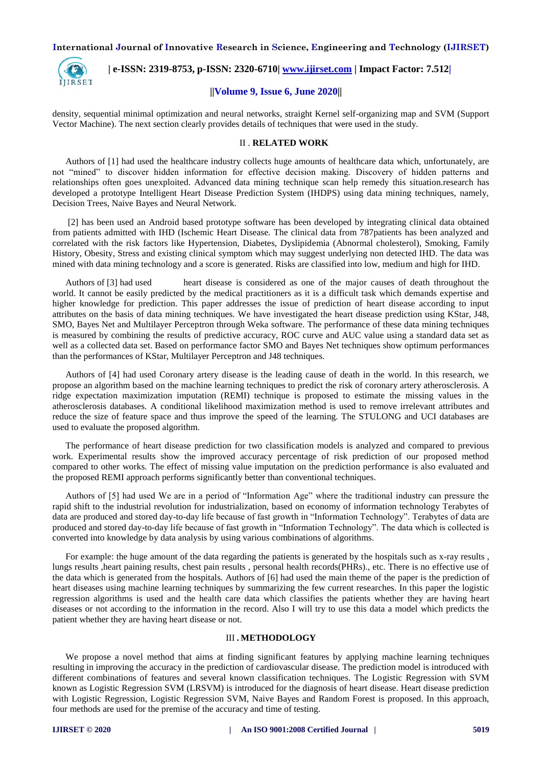density, sequential minimal optimization and neural networks, straight Kernel self-organizing map and SVM (Support Vector Machine). The next section clearly provides details of techniques that were used in the study.

## II . RELATED WORK

Authors of [1] had used the healthcare industry collects huge amounts of healthcare data which, unfortunately, are not "mined" to discover hidden information for effective decision making. Discovery of hidden patterns and relationships often goes unexploited. Advanced data mining technique scan help remedy this situation.research has developed a prototype Intelligent Heart Disease Prediction System (IHDPS) using data mining techniques, namely, Decision Trees, Naive Bayes and Neural Network.

[2] has been used an Android based prototype software has been developed by integrating clinical data obtained from patients admitted with IHD (Ischemic Heart Disease. The clinical data from 787patients has been analyzed and correlated with the risk factors like Hypertension, Diabetes, Dyslipidemia (Abnormal cholesterol), Smoking, Family History, Obesity, Stress and existing clinical symptom which may suggest underlying non detected IHD. The data was mined with data mining technology and a score is generated. Risks are classified into low, medium and high for IHD.

Authors of [3] had used heart disease is considered as one of the major causes of death throughout the world. It cannot be easily predicted by the medical practitioners as it is a difficult task which demands expertise and higher knowledge for prediction. This paper addresses the issue of prediction of heart disease according to input attributes on the basis of data mining techniques. We have investigated the heart disease prediction using KStar, J48, SMO, Bayes Net and Multilayer Perceptron through Weka software. The performance of these data mining techniques is measured by combining the results of predictive accuracy, ROC curve and AUC value using a standard data set as well as a collected data set. Based on performance factor SMO and Bayes Net techniques show optimum performances than the performances of KStar, Multilayer Perceptron and J48 techniques.

Authors of [4] had used Coronary artery disease is the leading cause of death in the world. In this research, we propose an algorithm based on the machine learning techniques to predict the risk of coronary artery atherosclerosis. A ridge expectation maximization imputation (REMI) technique is proposed to estimate the missing values in the atherosclerosis databases. A conditional likelihood maximization method is used to remove irrelevant attributes and reduce the size of feature space and thus improve the speed of the learning. The STULONG and UCI databases are used to evaluate the proposed algorithm.

The performance of heart disease prediction for two classification models is analyzed and compared to previous work. Experimental results show the improved accuracy percentage of risk prediction of our proposed method compared to other works. The effect of missing value imputation on the prediction performance is also evaluated and the proposed REMI approach performs significantly better than conventional techniques.

Authors of [5] had used We are in a period of "Information Age" where the traditional industry can pressure the rapid shift to the industrial revolution for industrialization, based on economy of information technology Terabytes of data are produced and stored day-to-day life because of fast growth in "Information Technology". Terabytes of data are produced and stored day-to-day life because of fast growth in "Information Technology". The data which is collected is converted into knowledge by data analysis by using various combinations of algorithms.

For example: the huge amount of the data regarding the patients is generated by the hospitals such as x-ray results , lungs results ,heart paining results, chest pain results , personal health records(PHRs)., etc. There is no effective use of the data which is generated from the hospitals. Authors of [6] had used the main theme of the paper is the prediction of heart diseases using machine learning techniques by summarizing the few current researches. In this paper the logistic regression algorithms is used and the health care data which classifies the patients whether they are having heart diseases or not according to the information in the record. Also I will try to use this data a model which predicts the patient whether they are having heart disease or not.

## III . METHODOLOGY

We propose a novel method that aims at finding significant features by applying machine learning techniques resulting in improving the accuracy in the prediction of cardiovascular disease. The prediction model is introduced with different combinations of features and several known classification techniques. The Logistic Regression with SVM known as Logistic Regression SVM (LRSVM) is introduced for the diagnosis of heart disease. Heart disease prediction with Logistic Regression, Logistic Regression SVM, Naive Bayes and Random Forest is proposed. In this approach, four methods are used for the premise of the accuracy and time of testing.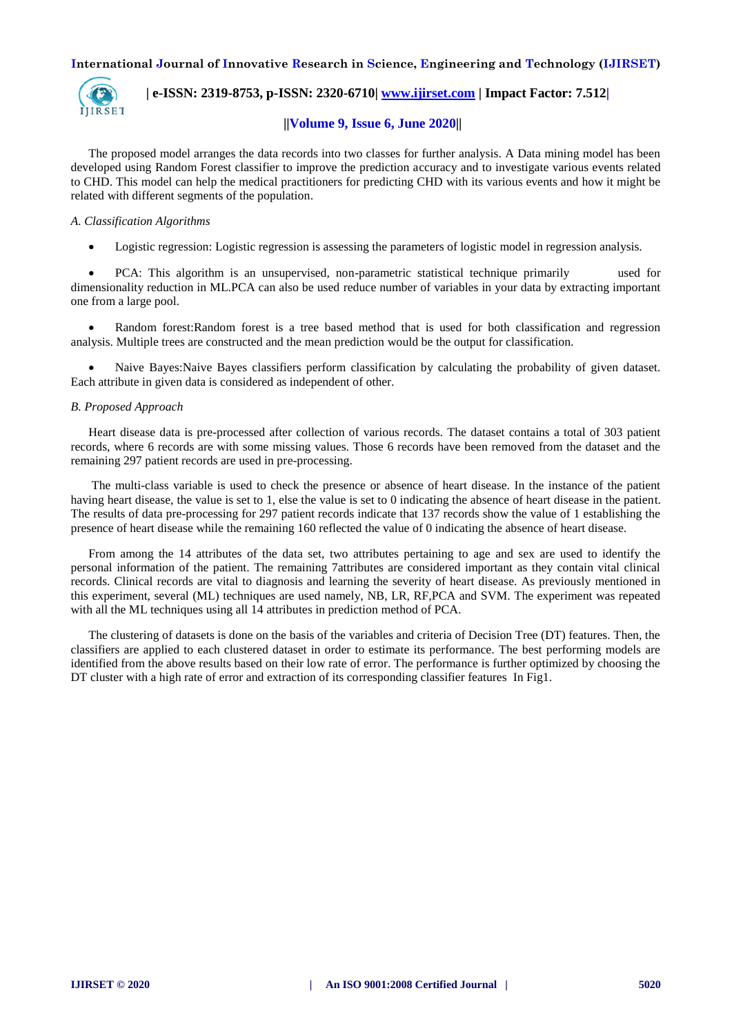The proposed model arranges the data records into two classes for further analysis. A Data mining model has been developed using Random Forest classifier to improve the prediction accuracy and to investigate various events related to CHD. This model can help the medical practitioners for predicting CHD with its various events and how it might be related with different segments of the population.

*A. Classification Algorithms*

- Logistic regression: Logistic regression is assessing the parameters of logistic model in regression analysis.
- PCA: This algorithm is an unsupervised, non-parametric statistical technique primarily used for dimensionality reduction in ML.PCA can also be used reduce number of variables in your data by extracting important one from a large pool.
- Random forest:Random forest is a tree based method that is used for both classification and regression analysis. Multiple trees are constructed and the mean prediction would be the output for classification.
- Naive Bayes:Naive Bayes classifiers perform classification by calculating the probability of given dataset. Each attribute in given data is considered as independent of other.

*B. Proposed Approach*

Heart disease data is pre-processed after collection of various records. The dataset contains a total of 303 patient records, where 6 records are with some missing values. Those 6 records have been removed from the dataset and the remaining 297 patient records are used in pre-processing.

The multi-class variable is used to check the presence or absence of heart disease. In the instance of the patient having heart disease, the value is set to 1, else the value is set to 0 indicating the absence of heart disease in the patient. The results of data pre-processing for 297 patient records indicate that 137 records show the value of 1 establishing the presence of heart disease while the remaining 160 reflected the value of 0 indicating the absence of heart disease.

From among the 14 attributes of the data set, two attributes pertaining to age and sex are used to identify the personal information of the patient. The remaining 7attributes are considered important as they contain vital clinical records. Clinical records are vital to diagnosis and learning the severity of heart disease. As previously mentioned in this experiment, several (ML) techniques are used namely, NB, LR, RF,PCA and SVM. The experiment was repeated with all the ML techniques using all 14 attributes in prediction method of PCA.

The clustering of datasets is done on the basis of the variables and criteria of Decision Tree (DT) features. Then, the classifiers are applied to each clustered dataset in order to estimate its performance. The best performing models are identified from the above results based on their low rate of error. The performance is further optimized by choosing the DT cluster with a high rate of error and extraction of its corresponding classifier features In Fig1.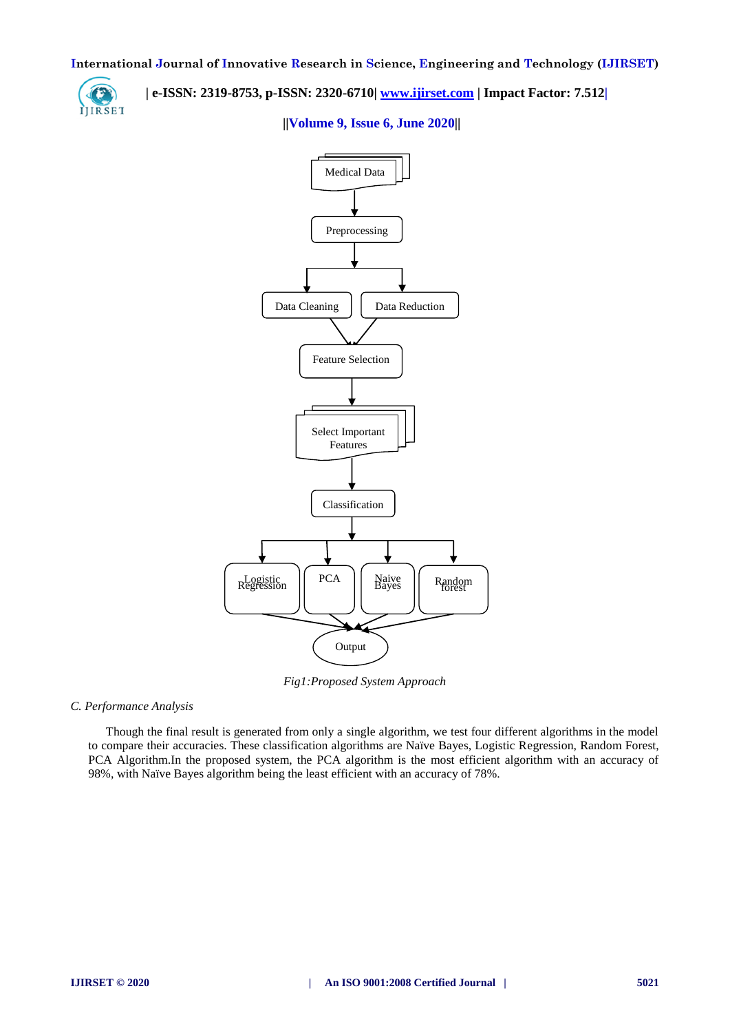*Fig1:Proposed System Approach*

*C. Performance Analysis*

Though the final result is generated from only a single algorithm, we test four different algorithms in the model to compare their accuracies. These classification algorithms are Naïve Bayes, Logistic Regression, Random Forest, PCA Algorithm.In the proposed system, the PCA algorithm is the most efficient algorithm with an accuracy of 98%, with Naïve Bayes algorithm being the least efficient with an accuracy of 78%.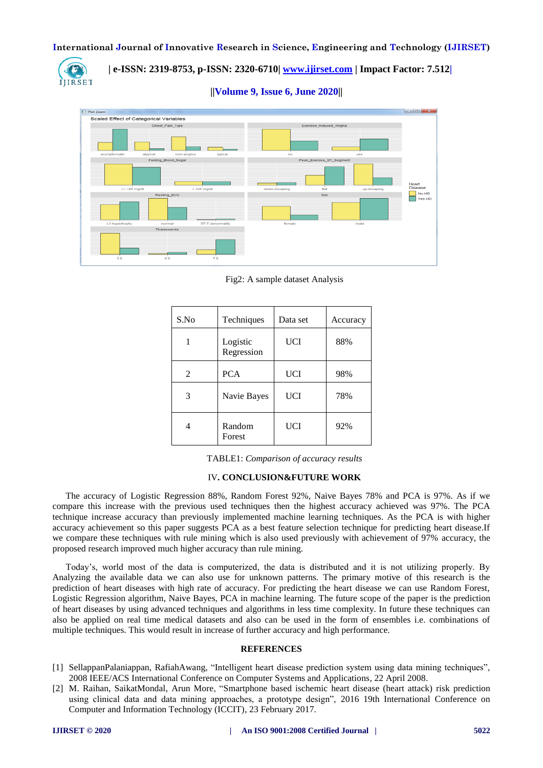Fig2: A sample dataset Analysis

| S.No | Techniques | Data set | Accuracy |
|---|---|---|---|
| 1 | Logistic Regression | UCI | 88% |
| 2 | PCA | UCI | 98% |
| 3 | Navie Bayes | UCI | 78% |
| 4 | Random Forest | UCI | 92% |

TABLE1: *Comparison of accuracy results*

## IV. CONCLUSION&FUTURE WORK

The accuracy of Logistic Regression 88%, Random Forest 92%, Naive Bayes 78% and PCA is 97%. As if we compare this increase with the previous used techniques then the highest accuracy achieved was 97%. The PCA technique increase accuracy than previously implemented machine learning techniques. As the PCA is with higher accuracy achievement so this paper suggests PCA as a best feature selection technique for predicting heart disease.If we compare these techniques with rule mining which is also used previously with achievement of 97% accuracy, the proposed research improved much higher accuracy than rule mining.

Today's, world most of the data is computerized, the data is distributed and it is not utilizing properly. By Analyzing the available data we can also use for unknown patterns. The primary motive of this research is the prediction of heart diseases with high rate of accuracy. For predicting the heart disease we can use Random Forest, Logistic Regression algorithm, Naive Bayes, PCA in machine learning. The future scope of the paper is the prediction of heart diseases by using advanced techniques and algorithms in less time complexity. In future these techniques can also be applied on real time medical datasets and also can be used in the form of ensembles i.e. combinations of multiple techniques. This would result in increase of further accuracy and high performance.

## REFERENCES

[1] SellappanPalaniappan, RafiahAwang, "Intelligent heart disease prediction system using data mining techniques", 2008 IEEE/ACS International Conference on Computer Systems and Applications, 22 April 2008.

[2] M. Raihan, SaikatMondal, Arun More, "Smartphone based ischemic heart disease (heart attack) risk prediction using clinical data and data mining approaches, a prototype design", 2016 19th International Conference on Computer and Information Technology (ICCIT), 23 February 2017.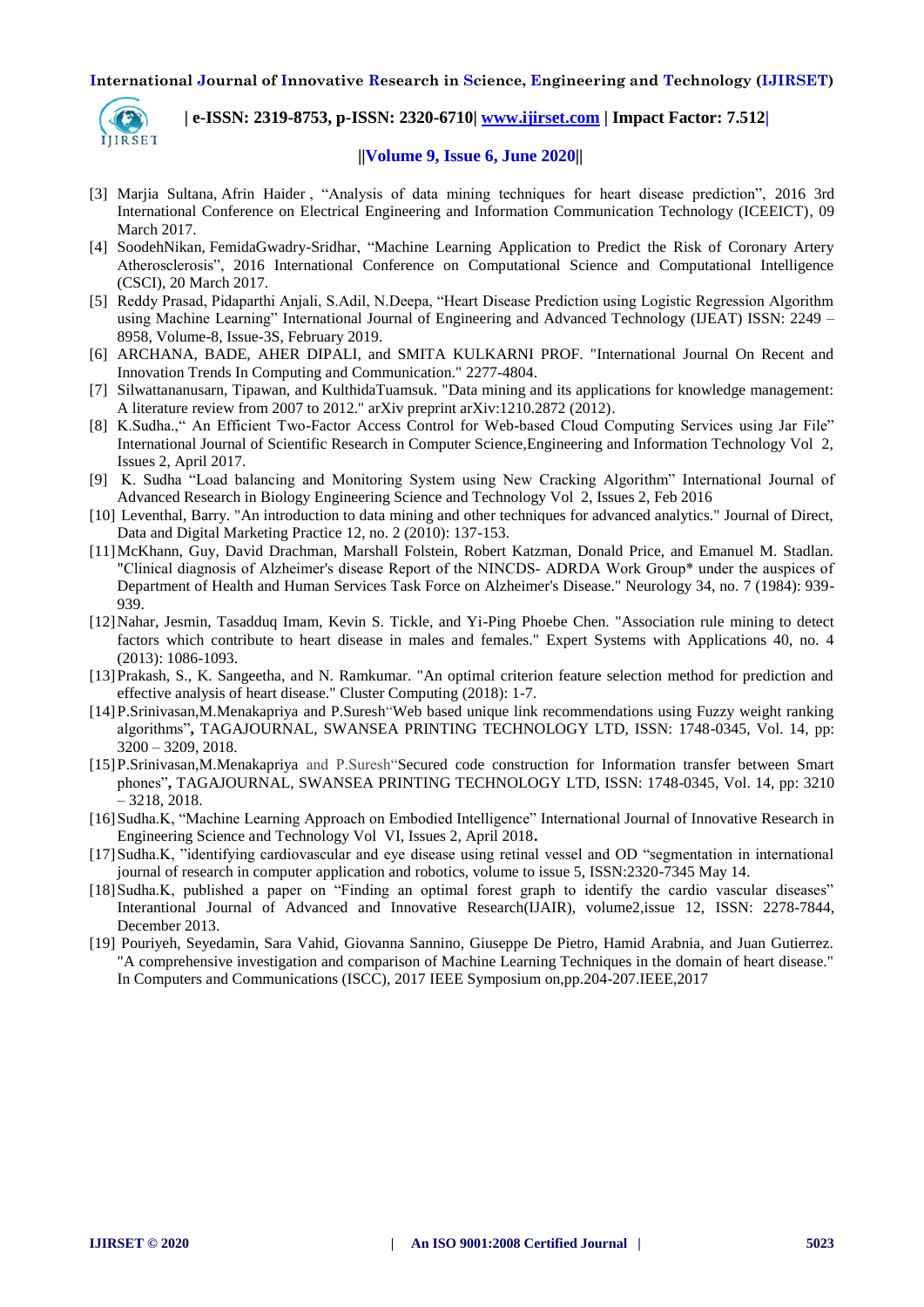[3] Marjia Sultana, Afrin Haider , "Analysis of data mining techniques for heart disease prediction", 2016 3rd International Conference on Electrical Engineering and Information Communication Technology (ICEEICT), 09 March 2017.

[4] SoodehNikan, FemidaGwadry-Sridhar, "Machine Learning Application to Predict the Risk of Coronary Artery Atherosclerosis", 2016 International Conference on Computational Science and Computational Intelligence (CSCI), 20 March 2017.

[5] Reddy Prasad, Pidaparthi Anjali, S.Adil, N.Deepa, "Heart Disease Prediction using Logistic Regression Algorithm using Machine Learning" International Journal of Engineering and Advanced Technology (IJEAT) ISSN: 2249 – 8958, Volume-8, Issue-3S, February 2019.

[6] ARCHANA, BADE, AHER DIPALI, and SMITA KULKARNI PROF. "International Journal On Recent and Innovation Trends In Computing and Communication." 2277-4804.

[7] Silwattananusarn, Tipawan, and KulthidaTuamsuk. "Data mining and its applications for knowledge management: A literature review from 2007 to 2012." arXiv preprint arXiv:1210.2872 (2012).

[8] K.Sudha.," An Efficient Two-Factor Access Control for Web-based Cloud Computing Services using Jar File" International Journal of Scientific Research in Computer Science,Engineering and Information Technology Vol 2, Issues 2, April 2017.

[9] K. Sudha "Load balancing and Monitoring System using New Cracking Algorithm" International Journal of Advanced Research in Biology Engineering Science and Technology Vol 2, Issues 2, Feb 2016

[10] Leventhal, Barry. "An introduction to data mining and other techniques for advanced analytics." Journal of Direct, Data and Digital Marketing Practice 12, no. 2 (2010): 137-153.

[11] McKhann, Guy, David Drachman, Marshall Folstein, Robert Katzman, Donald Price, and Emanuel M. Stadlan. "Clinical diagnosis of Alzheimer's disease Report of the NINCDS- ADRDA Work Group* under the auspices of Department of Health and Human Services Task Force on Alzheimer's Disease." Neurology 34, no. 7 (1984): 939-939.

[12] Nahar, Jesmin, Tasadduq Imam, Kevin S. Tickle, and Yi-Ping Phoebe Chen. "Association rule mining to detect factors which contribute to heart disease in males and females." Expert Systems with Applications 40, no. 4 (2013): 1086-1093.

[13] Prakash, S., K. Sangeetha, and N. Ramkumar. "An optimal criterion feature selection method for prediction and effective analysis of heart disease." Cluster Computing (2018): 1-7.

[14] P.Srinivasan,M.Menakapriya and P.Suresh"Web based unique link recommendations using Fuzzy weight ranking algorithms", TAGAJOURNAL, SWANSEA PRINTING TECHNOLOGY LTD, ISSN: 1748-0345, Vol. 14, pp: 3200 – 3209, 2018.

[15] P.Srinivasan,M.Menakapriya and P.Suresh"Secured code construction for Information transfer between Smart phones", TAGAJOURNAL, SWANSEA PRINTING TECHNOLOGY LTD, ISSN: 1748-0345, Vol. 14, pp: 3210 – 3218, 2018.

[16] Sudha.K, "Machine Learning Approach on Embodied Intelligence" International Journal of Innovative Research in Engineering Science and Technology Vol VI, Issues 2, April 2018.

[17] Sudha.K, "identifying cardiovascular and eye disease using retinal vessel and OD "segmentation in international journal of research in computer application and robotics, volume to issue 5, ISSN:2320-7345 May 14.

[18] Sudha.K, published a paper on "Finding an optimal forest graph to identify the cardio vascular diseases" Interantional Journal of Advanced and Innovative Research(IJAIR), volume2,issue 12, ISSN: 2278-7844, December 2013.

[19] Pouriyeh, Seyedamin, Sara Vahid, Giovanna Sannino, Giuseppe De Pietro, Hamid Arabnia, and Juan Gutierrez. "A comprehensive investigation and comparison of Machine Learning Techniques in the domain of heart disease." In Computers and Communications (ISCC), 2017 IEEE Symposium on,pp.204-207.IEEE,2017